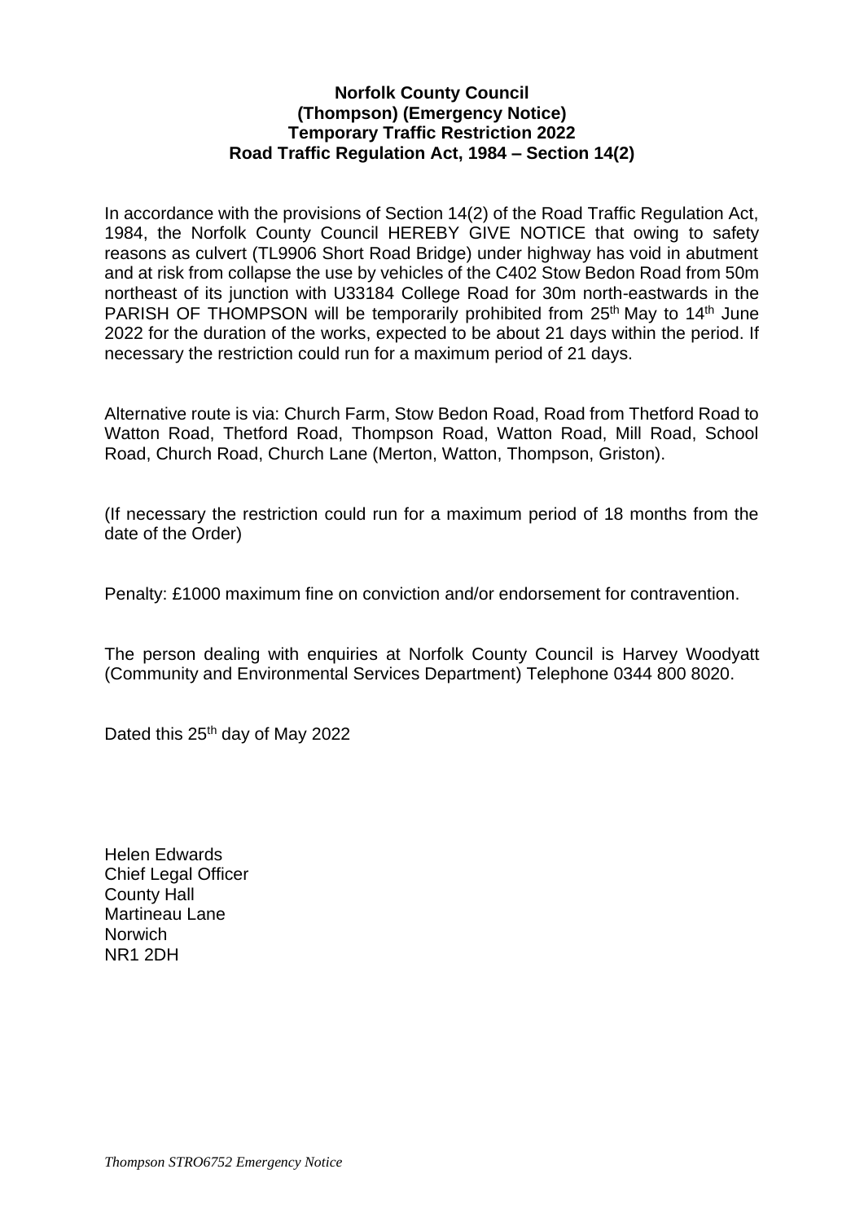**Norfolk County Council**
**(Thompson) (Emergency Notice)**
**Temporary Traffic Restriction 2022**
**Road Traffic Regulation Act, 1984 – Section 14(2)**

In accordance with the provisions of Section 14(2) of the Road Traffic Regulation Act, 1984, the Norfolk County Council HEREBY GIVE NOTICE that owing to safety reasons as culvert (TL9906 Short Road Bridge) under highway has void in abutment and at risk from collapse the use by vehicles of the C402 Stow Bedon Road from 50m northeast of its junction with U33184 College Road for 30m north-eastwards in the PARISH OF THOMPSON will be temporarily prohibited from 25th May to 14th June 2022 for the duration of the works, expected to be about 21 days within the period. If necessary the restriction could run for a maximum period of 21 days.

Alternative route is via: Church Farm, Stow Bedon Road, Road from Thetford Road to Watton Road, Thetford Road, Thompson Road, Watton Road, Mill Road, School Road, Church Road, Church Lane (Merton, Watton, Thompson, Griston).

(If necessary the restriction could run for a maximum period of 18 months from the date of the Order)

Penalty: £1000 maximum fine on conviction and/or endorsement for contravention.

The person dealing with enquiries at Norfolk County Council is Harvey Woodyatt (Community and Environmental Services Department) Telephone 0344 800 8020.

Dated this 25th day of May 2022

Helen Edwards
Chief Legal Officer
County Hall
Martineau Lane
Norwich
NR1 2DH

*Thompson STRO6752 Emergency Notice*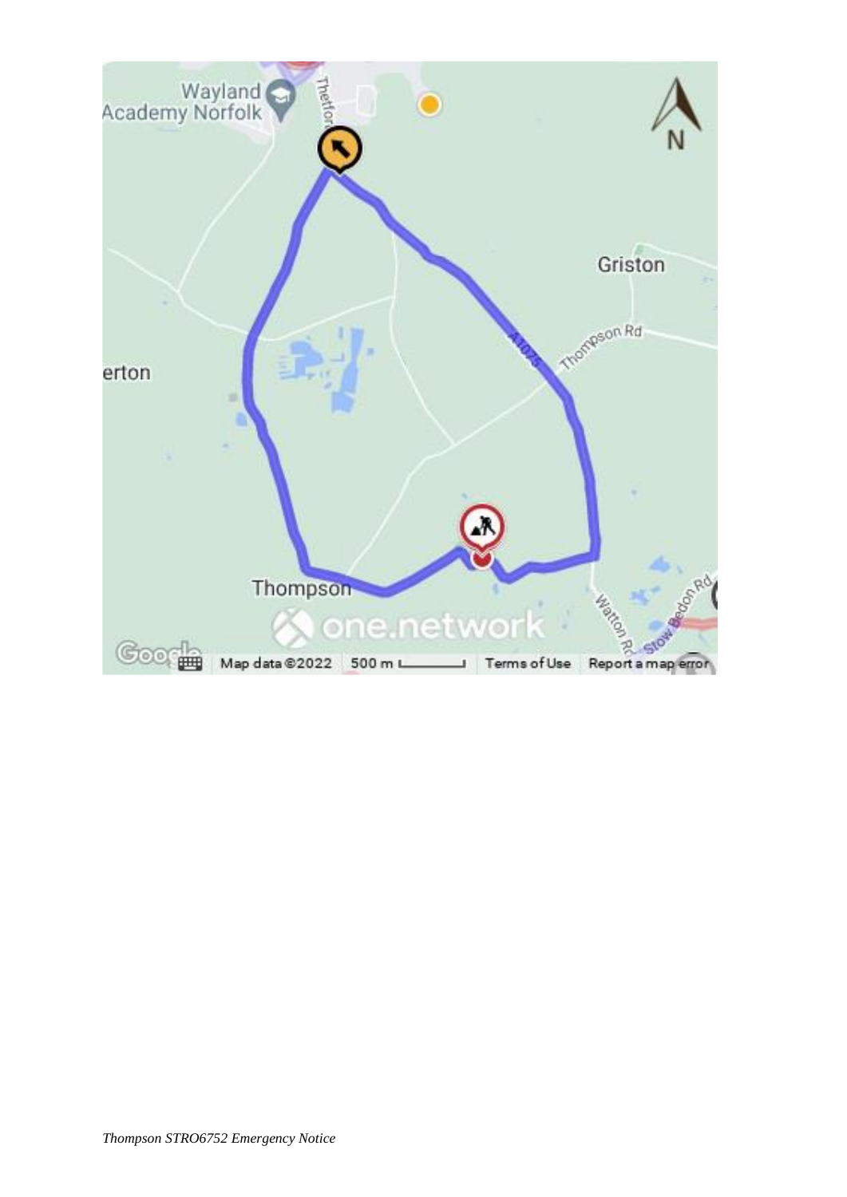Wayland Academy Norfolk

Thetfor

N

Griston

Thompson Rd

A1075

erton

Thompson

one.network

Watton Rd

Stow Bedon Rd

Map data ©2022 500 m Terms of Use Report a map error

*Thompson STRO6752 Emergency Notice*